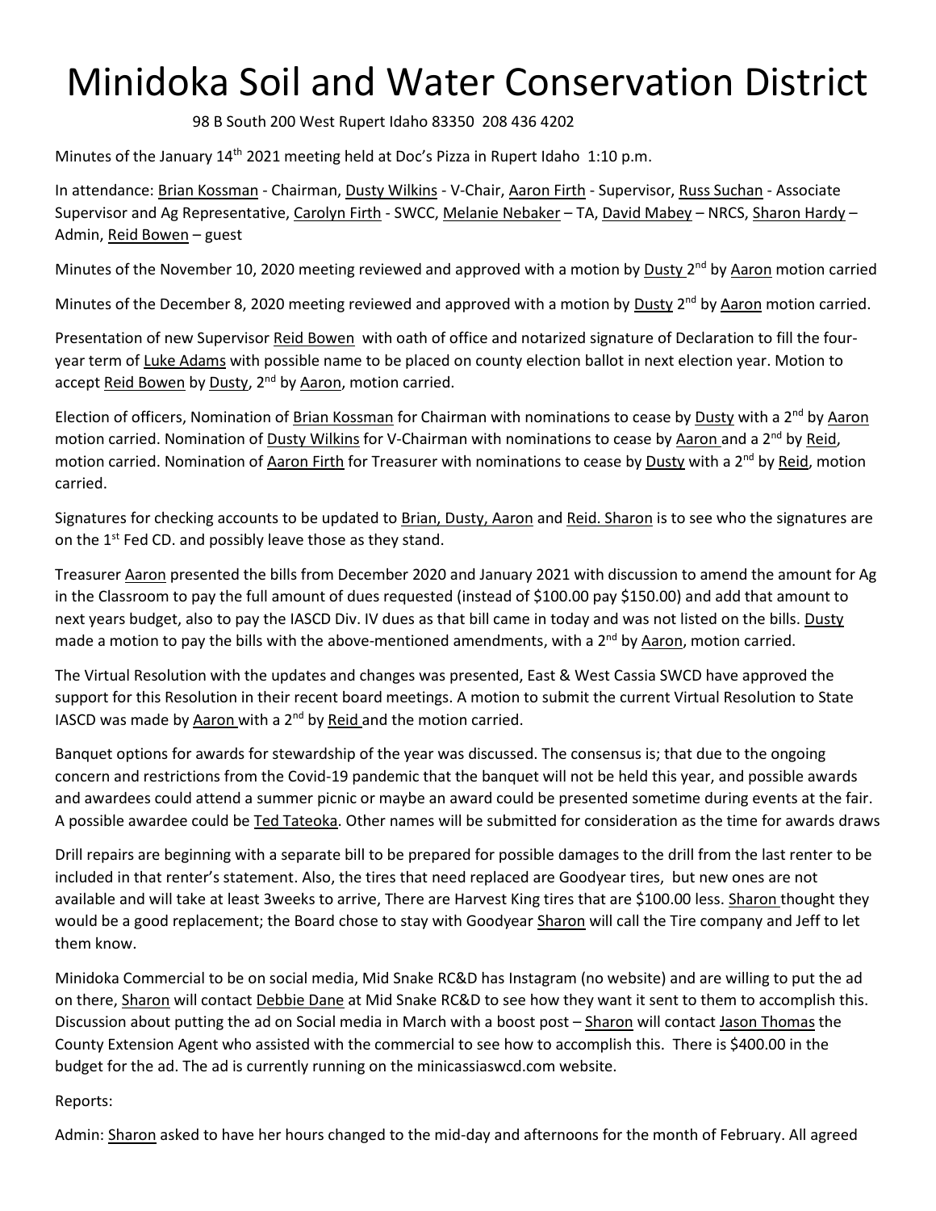# Minidoka Soil and Water Conservation District

98 B South 200 West Rupert Idaho 83350 208 436 4202

Minutes of the January 14th 2021 meeting held at Doc's Pizza in Rupert Idaho 1:10 p.m.

In attendance: Brian Kossman - Chairman, Dusty Wilkins - V-Chair, Aaron Firth - Supervisor, Russ Suchan - Associate Supervisor and Ag Representative, Carolyn Firth - SWCC, Melanie Nebaker – TA, David Mabey – NRCS, Sharon Hardy – Admin, Reid Bowen – guest

Minutes of the November 10, 2020 meeting reviewed and approved with a motion by Dusty 2nd by Aaron motion carried

Minutes of the December 8, 2020 meeting reviewed and approved with a motion by Dusty 2nd by Aaron motion carried.

Presentation of new Supervisor Reid Bowen with oath of office and notarized signature of Declaration to fill the four-year term of Luke Adams with possible name to be placed on county election ballot in next election year. Motion to accept Reid Bowen by Dusty, 2nd by Aaron, motion carried.

Election of officers, Nomination of Brian Kossman for Chairman with nominations to cease by Dusty with a 2nd by Aaron motion carried. Nomination of Dusty Wilkins for V-Chairman with nominations to cease by Aaron and a 2nd by Reid, motion carried. Nomination of Aaron Firth for Treasurer with nominations to cease by Dusty with a 2nd by Reid, motion carried.

Signatures for checking accounts to be updated to Brian, Dusty, Aaron and Reid. Sharon is to see who the signatures are on the 1st Fed CD. and possibly leave those as they stand.

Treasurer Aaron presented the bills from December 2020 and January 2021 with discussion to amend the amount for Ag in the Classroom to pay the full amount of dues requested (instead of $100.00 pay $150.00) and add that amount to next years budget, also to pay the IASCD Div. IV dues as that bill came in today and was not listed on the bills. Dusty made a motion to pay the bills with the above-mentioned amendments, with a 2nd by Aaron, motion carried.

The Virtual Resolution with the updates and changes was presented, East & West Cassia SWCD have approved the support for this Resolution in their recent board meetings. A motion to submit the current Virtual Resolution to State IASCD was made by Aaron with a 2nd by Reid and the motion carried.

Banquet options for awards for stewardship of the year was discussed. The consensus is; that due to the ongoing concern and restrictions from the Covid-19 pandemic that the banquet will not be held this year, and possible awards and awardees could attend a summer picnic or maybe an award could be presented sometime during events at the fair. A possible awardee could be Ted Tateoka. Other names will be submitted for consideration as the time for awards draws

Drill repairs are beginning with a separate bill to be prepared for possible damages to the drill from the last renter to be included in that renter's statement. Also, the tires that need replaced are Goodyear tires, but new ones are not available and will take at least 3weeks to arrive, There are Harvest King tires that are $100.00 less. Sharon thought they would be a good replacement; the Board chose to stay with Goodyear Sharon will call the Tire company and Jeff to let them know.

Minidoka Commercial to be on social media, Mid Snake RC&D has Instagram (no website) and are willing to put the ad on there, Sharon will contact Debbie Dane at Mid Snake RC&D to see how they want it sent to them to accomplish this. Discussion about putting the ad on Social media in March with a boost post – Sharon will contact Jason Thomas the County Extension Agent who assisted with the commercial to see how to accomplish this. There is $400.00 in the budget for the ad. The ad is currently running on the minicassiaswcd.com website.

Reports:

Admin: Sharon asked to have her hours changed to the mid-day and afternoons for the month of February. All agreed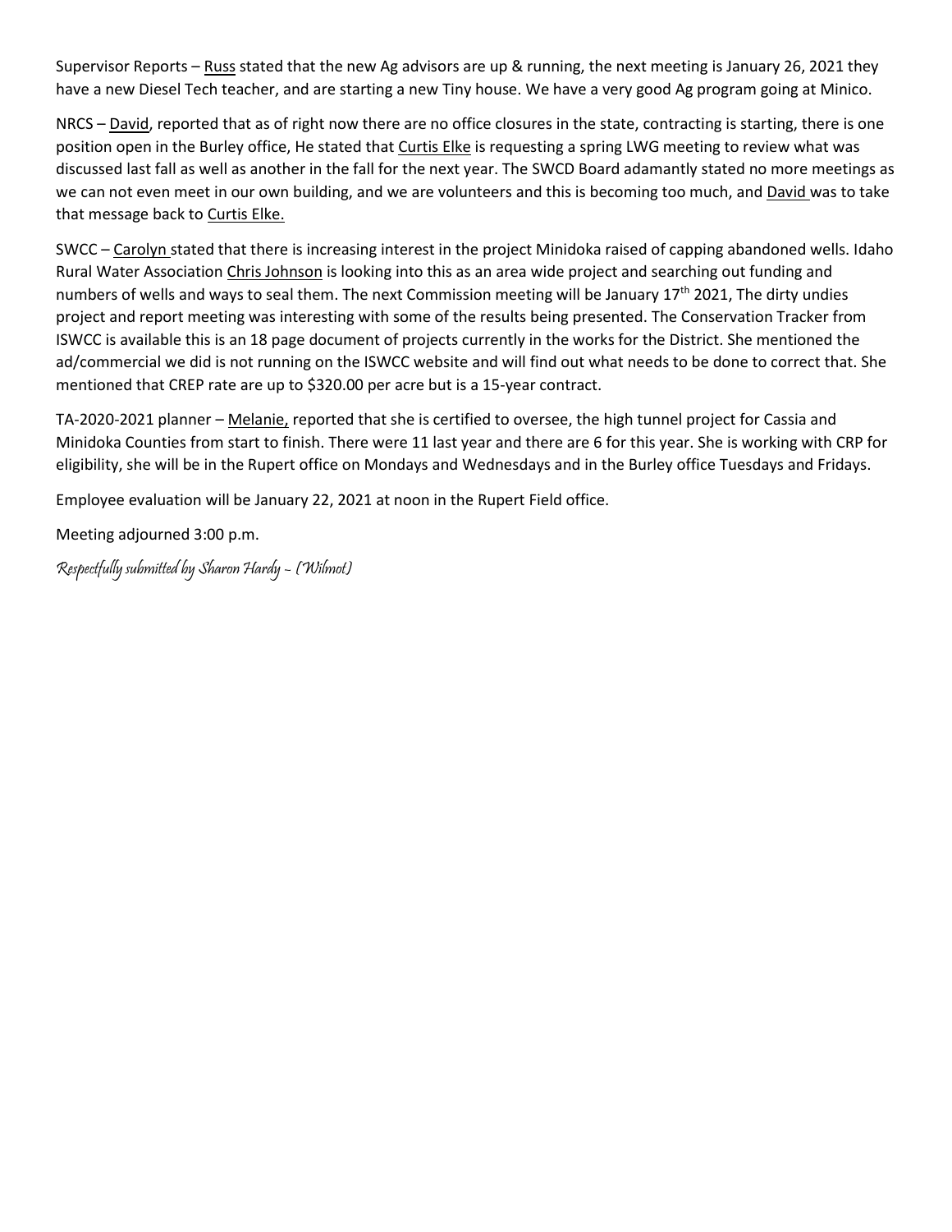Supervisor Reports – Russ stated that the new Ag advisors are up & running, the next meeting is January 26, 2021 they have a new Diesel Tech teacher, and are starting a new Tiny house. We have a very good Ag program going at Minico.

NRCS – David, reported that as of right now there are no office closures in the state, contracting is starting, there is one position open in the Burley office, He stated that Curtis Elke is requesting a spring LWG meeting to review what was discussed last fall as well as another in the fall for the next year. The SWCD Board adamantly stated no more meetings as we can not even meet in our own building, and we are volunteers and this is becoming too much, and David was to take that message back to Curtis Elke.

SWCC – Carolyn stated that there is increasing interest in the project Minidoka raised of capping abandoned wells. Idaho Rural Water Association Chris Johnson is looking into this as an area wide project and searching out funding and numbers of wells and ways to seal them. The next Commission meeting will be January 17th 2021, The dirty undies project and report meeting was interesting with some of the results being presented. The Conservation Tracker from ISWCC is available this is an 18 page document of projects currently in the works for the District. She mentioned the ad/commercial we did is not running on the ISWCC website and will find out what needs to be done to correct that. She mentioned that CREP rate are up to $320.00 per acre but is a 15-year contract.

TA-2020-2021 planner – Melanie, reported that she is certified to oversee, the high tunnel project for Cassia and Minidoka Counties from start to finish. There were 11 last year and there are 6 for this year. She is working with CRP for eligibility, she will be in the Rupert office on Mondays and Wednesdays and in the Burley office Tuesdays and Fridays.

Employee evaluation will be January 22, 2021 at noon in the Rupert Field office.

Meeting adjourned 3:00 p.m.

*Respectfully submitted by Sharon Hardy – (Wilmot)*